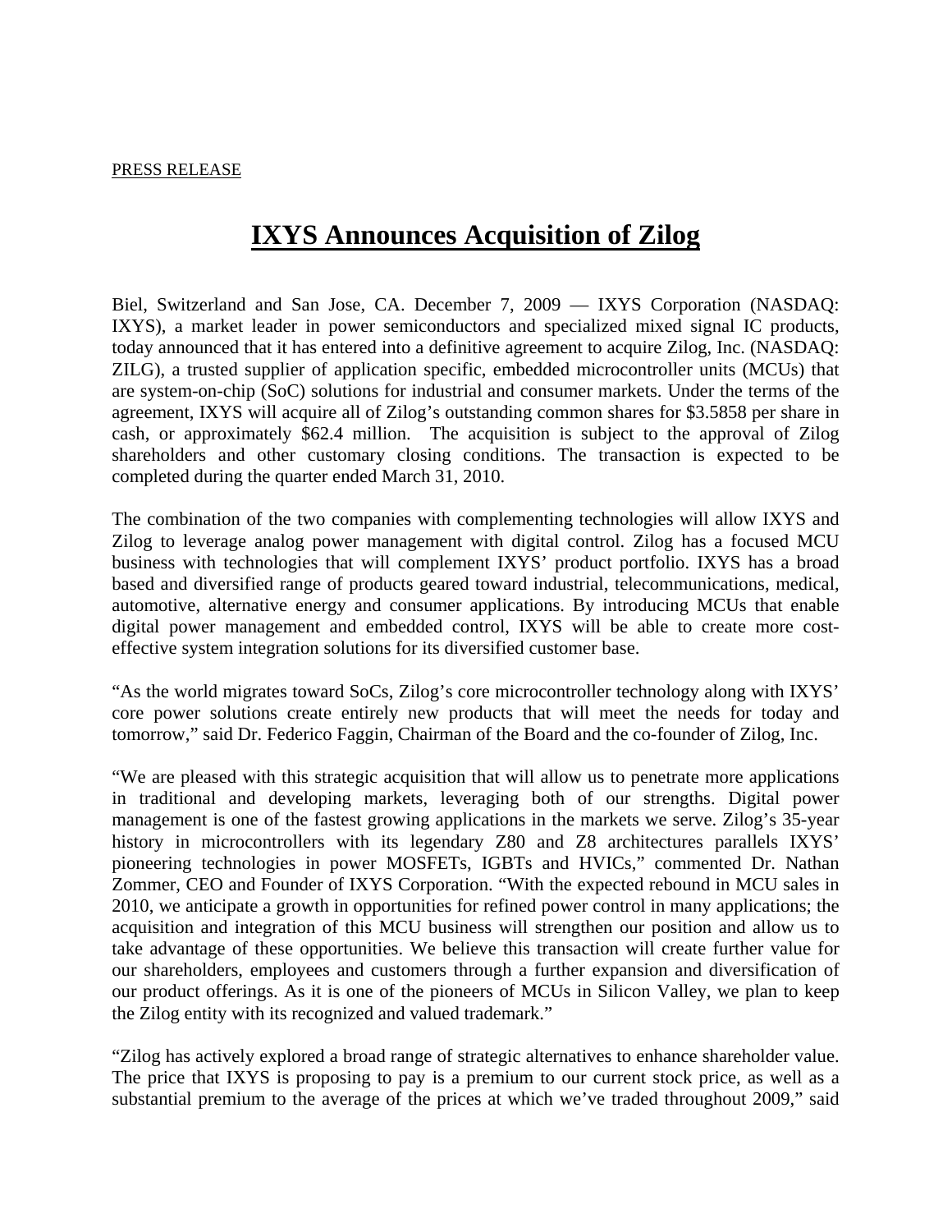PRESS RELEASE

# IXYS Announces Acquisition of Zilog

Biel, Switzerland and San Jose, CA. December 7, 2009 — IXYS Corporation (NASDAQ: IXYS), a market leader in power semiconductors and specialized mixed signal IC products, today announced that it has entered into a definitive agreement to acquire Zilog, Inc. (NASDAQ: ZILG), a trusted supplier of application specific, embedded microcontroller units (MCUs) that are system-on-chip (SoC) solutions for industrial and consumer markets. Under the terms of the agreement, IXYS will acquire all of Zilog's outstanding common shares for $3.5858 per share in cash, or approximately $62.4 million. The acquisition is subject to the approval of Zilog shareholders and other customary closing conditions. The transaction is expected to be completed during the quarter ended March 31, 2010.

The combination of the two companies with complementing technologies will allow IXYS and Zilog to leverage analog power management with digital control. Zilog has a focused MCU business with technologies that will complement IXYS' product portfolio. IXYS has a broad based and diversified range of products geared toward industrial, telecommunications, medical, automotive, alternative energy and consumer applications. By introducing MCUs that enable digital power management and embedded control, IXYS will be able to create more cost-effective system integration solutions for its diversified customer base.

"As the world migrates toward SoCs, Zilog's core microcontroller technology along with IXYS' core power solutions create entirely new products that will meet the needs for today and tomorrow," said Dr. Federico Faggin, Chairman of the Board and the co-founder of Zilog, Inc.

"We are pleased with this strategic acquisition that will allow us to penetrate more applications in traditional and developing markets, leveraging both of our strengths. Digital power management is one of the fastest growing applications in the markets we serve. Zilog's 35-year history in microcontrollers with its legendary Z80 and Z8 architectures parallels IXYS' pioneering technologies in power MOSFETs, IGBTs and HVICs," commented Dr. Nathan Zommer, CEO and Founder of IXYS Corporation. "With the expected rebound in MCU sales in 2010, we anticipate a growth in opportunities for refined power control in many applications; the acquisition and integration of this MCU business will strengthen our position and allow us to take advantage of these opportunities. We believe this transaction will create further value for our shareholders, employees and customers through a further expansion and diversification of our product offerings. As it is one of the pioneers of MCUs in Silicon Valley, we plan to keep the Zilog entity with its recognized and valued trademark."

"Zilog has actively explored a broad range of strategic alternatives to enhance shareholder value. The price that IXYS is proposing to pay is a premium to our current stock price, as well as a substantial premium to the average of the prices at which we've traded throughout 2009," said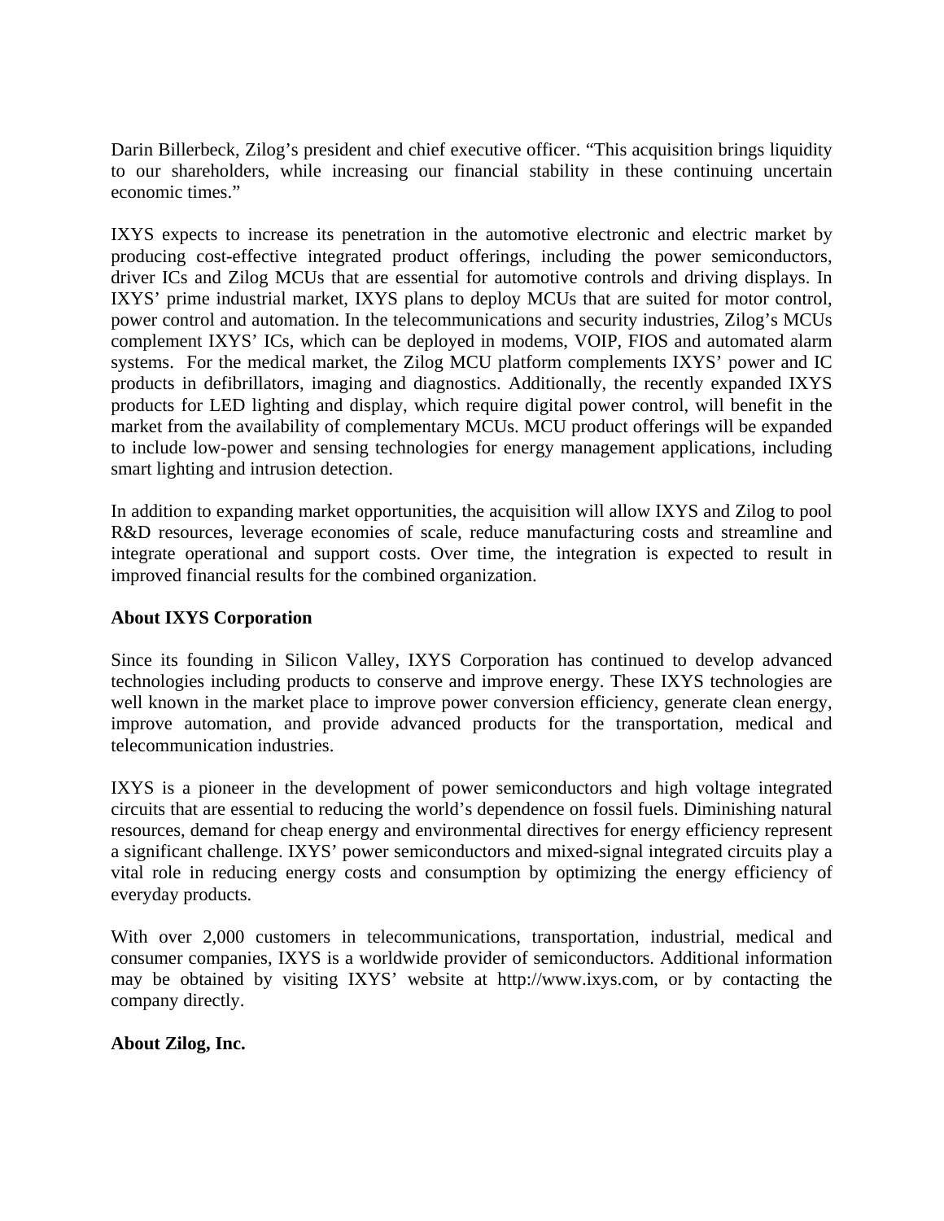Darin Billerbeck, Zilog's president and chief executive officer. "This acquisition brings liquidity to our shareholders, while increasing our financial stability in these continuing uncertain economic times."

IXYS expects to increase its penetration in the automotive electronic and electric market by producing cost-effective integrated product offerings, including the power semiconductors, driver ICs and Zilog MCUs that are essential for automotive controls and driving displays. In IXYS' prime industrial market, IXYS plans to deploy MCUs that are suited for motor control, power control and automation. In the telecommunications and security industries, Zilog's MCUs complement IXYS' ICs, which can be deployed in modems, VOIP, FIOS and automated alarm systems. For the medical market, the Zilog MCU platform complements IXYS' power and IC products in defibrillators, imaging and diagnostics. Additionally, the recently expanded IXYS products for LED lighting and display, which require digital power control, will benefit in the market from the availability of complementary MCUs. MCU product offerings will be expanded to include low-power and sensing technologies for energy management applications, including smart lighting and intrusion detection.

In addition to expanding market opportunities, the acquisition will allow IXYS and Zilog to pool R&D resources, leverage economies of scale, reduce manufacturing costs and streamline and integrate operational and support costs. Over time, the integration is expected to result in improved financial results for the combined organization.

**About IXYS Corporation**

Since its founding in Silicon Valley, IXYS Corporation has continued to develop advanced technologies including products to conserve and improve energy. These IXYS technologies are well known in the market place to improve power conversion efficiency, generate clean energy, improve automation, and provide advanced products for the transportation, medical and telecommunication industries.

IXYS is a pioneer in the development of power semiconductors and high voltage integrated circuits that are essential to reducing the world's dependence on fossil fuels. Diminishing natural resources, demand for cheap energy and environmental directives for energy efficiency represent a significant challenge. IXYS' power semiconductors and mixed-signal integrated circuits play a vital role in reducing energy costs and consumption by optimizing the energy efficiency of everyday products.

With over 2,000 customers in telecommunications, transportation, industrial, medical and consumer companies, IXYS is a worldwide provider of semiconductors. Additional information may be obtained by visiting IXYS' website at http://www.ixys.com, or by contacting the company directly.

**About Zilog, Inc.**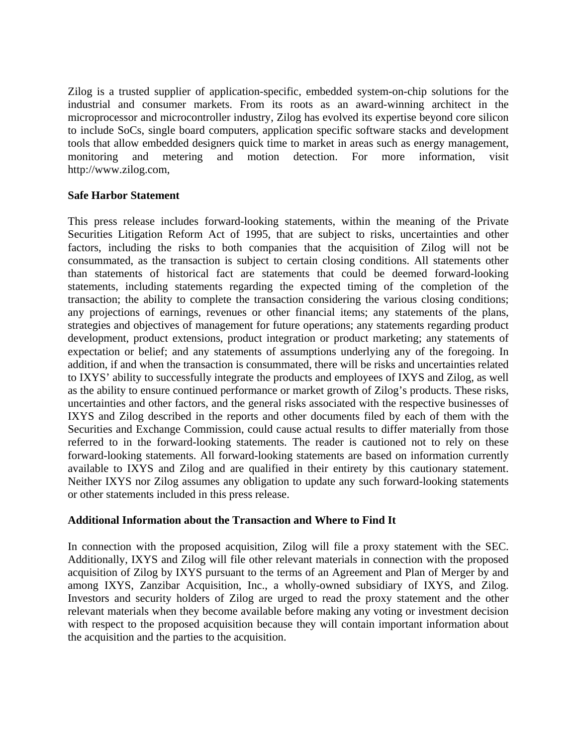Zilog is a trusted supplier of application-specific, embedded system-on-chip solutions for the industrial and consumer markets. From its roots as an award-winning architect in the microprocessor and microcontroller industry, Zilog has evolved its expertise beyond core silicon to include SoCs, single board computers, application specific software stacks and development tools that allow embedded designers quick time to market in areas such as energy management, monitoring and metering and motion detection. For more information, visit http://www.zilog.com,

**Safe Harbor Statement**

This press release includes forward-looking statements, within the meaning of the Private Securities Litigation Reform Act of 1995, that are subject to risks, uncertainties and other factors, including the risks to both companies that the acquisition of Zilog will not be consummated, as the transaction is subject to certain closing conditions. All statements other than statements of historical fact are statements that could be deemed forward-looking statements, including statements regarding the expected timing of the completion of the transaction; the ability to complete the transaction considering the various closing conditions; any projections of earnings, revenues or other financial items; any statements of the plans, strategies and objectives of management for future operations; any statements regarding product development, product extensions, product integration or product marketing; any statements of expectation or belief; and any statements of assumptions underlying any of the foregoing. In addition, if and when the transaction is consummated, there will be risks and uncertainties related to IXYS' ability to successfully integrate the products and employees of IXYS and Zilog, as well as the ability to ensure continued performance or market growth of Zilog's products. These risks, uncertainties and other factors, and the general risks associated with the respective businesses of IXYS and Zilog described in the reports and other documents filed by each of them with the Securities and Exchange Commission, could cause actual results to differ materially from those referred to in the forward-looking statements. The reader is cautioned not to rely on these forward-looking statements. All forward-looking statements are based on information currently available to IXYS and Zilog and are qualified in their entirety by this cautionary statement. Neither IXYS nor Zilog assumes any obligation to update any such forward-looking statements or other statements included in this press release.

**Additional Information about the Transaction and Where to Find It**

In connection with the proposed acquisition, Zilog will file a proxy statement with the SEC. Additionally, IXYS and Zilog will file other relevant materials in connection with the proposed acquisition of Zilog by IXYS pursuant to the terms of an Agreement and Plan of Merger by and among IXYS, Zanzibar Acquisition, Inc., a wholly-owned subsidiary of IXYS, and Zilog. Investors and security holders of Zilog are urged to read the proxy statement and the other relevant materials when they become available before making any voting or investment decision with respect to the proposed acquisition because they will contain important information about the acquisition and the parties to the acquisition.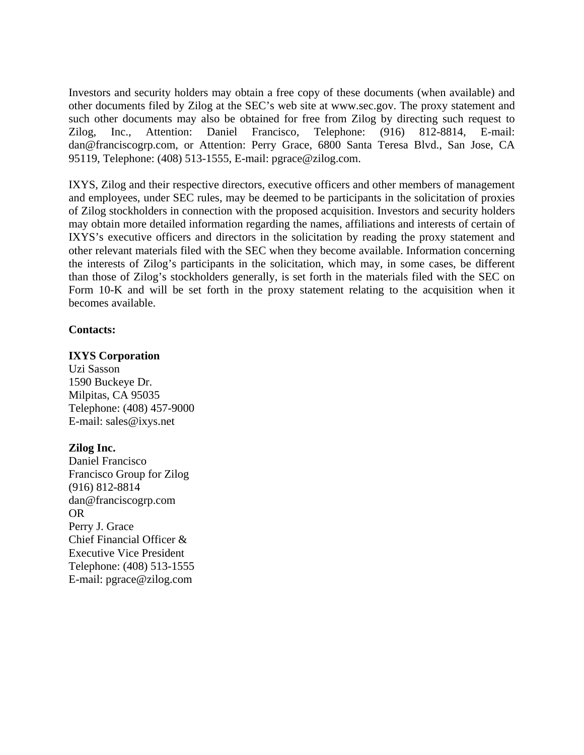Investors and security holders may obtain a free copy of these documents (when available) and other documents filed by Zilog at the SEC's web site at www.sec.gov. The proxy statement and such other documents may also be obtained for free from Zilog by directing such request to Zilog, Inc., Attention: Daniel Francisco, Telephone: (916) 812-8814, E-mail: dan@franciscogrp.com, or Attention: Perry Grace, 6800 Santa Teresa Blvd., San Jose, CA 95119, Telephone: (408) 513-1555, E-mail: pgrace@zilog.com.

IXYS, Zilog and their respective directors, executive officers and other members of management and employees, under SEC rules, may be deemed to be participants in the solicitation of proxies of Zilog stockholders in connection with the proposed acquisition. Investors and security holders may obtain more detailed information regarding the names, affiliations and interests of certain of IXYS's executive officers and directors in the solicitation by reading the proxy statement and other relevant materials filed with the SEC when they become available. Information concerning the interests of Zilog's participants in the solicitation, which may, in some cases, be different than those of Zilog's stockholders generally, is set forth in the materials filed with the SEC on Form 10-K and will be set forth in the proxy statement relating to the acquisition when it becomes available.

**Contacts:**

**IXYS Corporation**
Uzi Sasson
1590 Buckeye Dr.
Milpitas, CA 95035
Telephone: (408) 457-9000
E-mail: sales@ixys.net

**Zilog Inc.**
Daniel Francisco
Francisco Group for Zilog
(916) 812-8814
dan@franciscogrp.com
OR
Perry J. Grace
Chief Financial Officer &
Executive Vice President
Telephone: (408) 513-1555
E-mail: pgrace@zilog.com